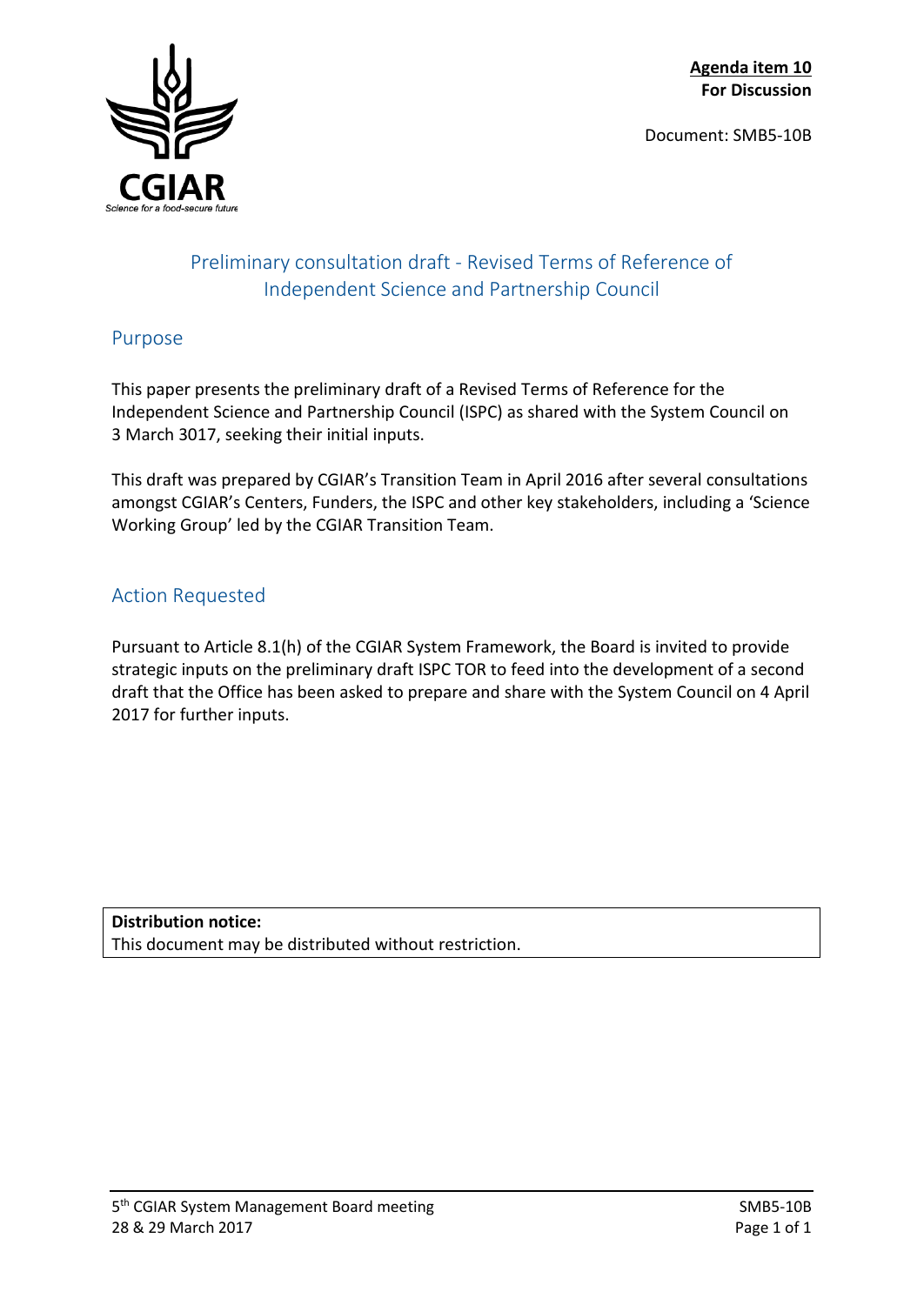**Agenda item 10**
**For Discussion**

Document: SMB5-10B

# Preliminary consultation draft - Revised Terms of Reference of Independent Science and Partnership Council

## Purpose

This paper presents the preliminary draft of a Revised Terms of Reference for the Independent Science and Partnership Council (ISPC) as shared with the System Council on 3 March 3017, seeking their initial inputs.

This draft was prepared by CGIAR's Transition Team in April 2016 after several consultations amongst CGIAR's Centers, Funders, the ISPC and other key stakeholders, including a 'Science Working Group' led by the CGIAR Transition Team.

## Action Requested

Pursuant to Article 8.1(h) of the CGIAR System Framework, the Board is invited to provide strategic inputs on the preliminary draft ISPC TOR to feed into the development of a second draft that the Office has been asked to prepare and share with the System Council on 4 April 2017 for further inputs.

**Distribution notice:**
This document may be distributed without restriction.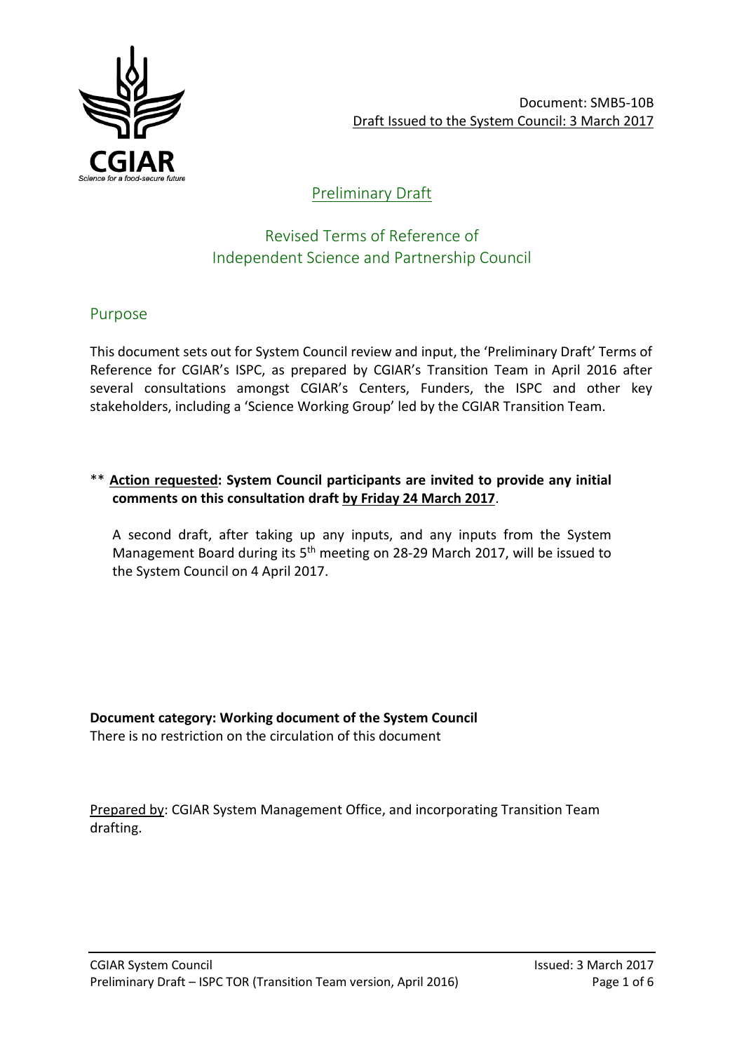Document: SMB5-10B
Draft Issued to the System Council: 3 March 2017

## Preliminary Draft

# Revised Terms of Reference of Independent Science and Partnership Council

## Purpose

This document sets out for System Council review and input, the 'Preliminary Draft' Terms of Reference for CGIAR's ISPC, as prepared by CGIAR's Transition Team in April 2016 after several consultations amongst CGIAR's Centers, Funders, the ISPC and other key stakeholders, including a 'Science Working Group' led by the CGIAR Transition Team.

** **Action requested: System Council participants are invited to provide any initial comments on this consultation draft by Friday 24 March 2017**.

A second draft, after taking up any inputs, and any inputs from the System Management Board during its 5th meeting on 28-29 March 2017, will be issued to the System Council on 4 April 2017.

**Document category: Working document of the System Council**
There is no restriction on the circulation of this document

Prepared by: CGIAR System Management Office, and incorporating Transition Team drafting.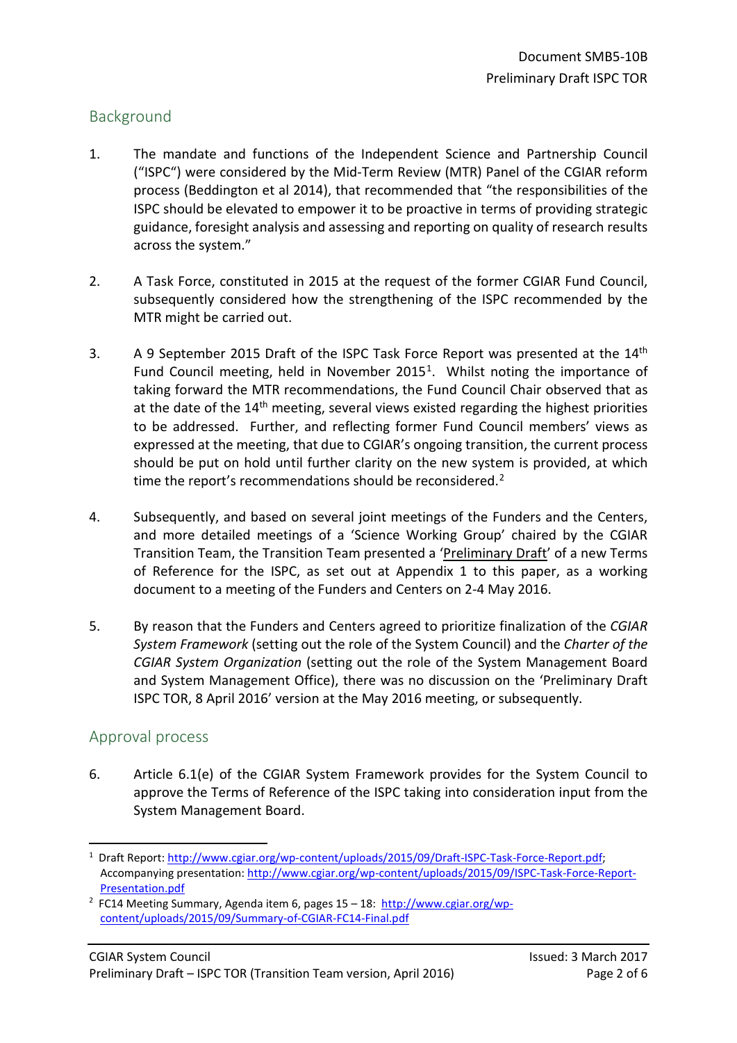## Background

1. The mandate and functions of the Independent Science and Partnership Council ("ISPC") were considered by the Mid-Term Review (MTR) Panel of the CGIAR reform process (Beddington et al 2014), that recommended that "the responsibilities of the ISPC should be elevated to empower it to be proactive in terms of providing strategic guidance, foresight analysis and assessing and reporting on quality of research results across the system."

2. A Task Force, constituted in 2015 at the request of the former CGIAR Fund Council, subsequently considered how the strengthening of the ISPC recommended by the MTR might be carried out.

3. A 9 September 2015 Draft of the ISPC Task Force Report was presented at the 14th Fund Council meeting, held in November 2015[1]. Whilst noting the importance of taking forward the MTR recommendations, the Fund Council Chair observed that as at the date of the 14th meeting, several views existed regarding the highest priorities to be addressed. Further, and reflecting former Fund Council members' views as expressed at the meeting, that due to CGIAR's ongoing transition, the current process should be put on hold until further clarity on the new system is provided, at which time the report's recommendations should be reconsidered.[2]

4. Subsequently, and based on several joint meetings of the Funders and the Centers, and more detailed meetings of a 'Science Working Group' chaired by the CGIAR Transition Team, the Transition Team presented a 'Preliminary Draft' of a new Terms of Reference for the ISPC, as set out at Appendix 1 to this paper, as a working document to a meeting of the Funders and Centers on 2-4 May 2016.

5. By reason that the Funders and Centers agreed to prioritize finalization of the *CGIAR System Framework* (setting out the role of the System Council) and the *Charter of the CGIAR System Organization* (setting out the role of the System Management Board and System Management Office), there was no discussion on the 'Preliminary Draft ISPC TOR, 8 April 2016' version at the May 2016 meeting, or subsequently.

## Approval process

6. Article 6.1(e) of the CGIAR System Framework provides for the System Council to approve the Terms of Reference of the ISPC taking into consideration input from the System Management Board.

---

[1] Draft Report: http://www.cgiar.org/wp-content/uploads/2015/09/Draft-ISPC-Task-Force-Report.pdf; Accompanying presentation: http://www.cgiar.org/wp-content/uploads/2015/09/ISPC-Task-Force-Report-Presentation.pdf

[2] FC14 Meeting Summary, Agenda item 6, pages 15 – 18: http://www.cgiar.org/wp-content/uploads/2015/09/Summary-of-CGIAR-FC14-Final.pdf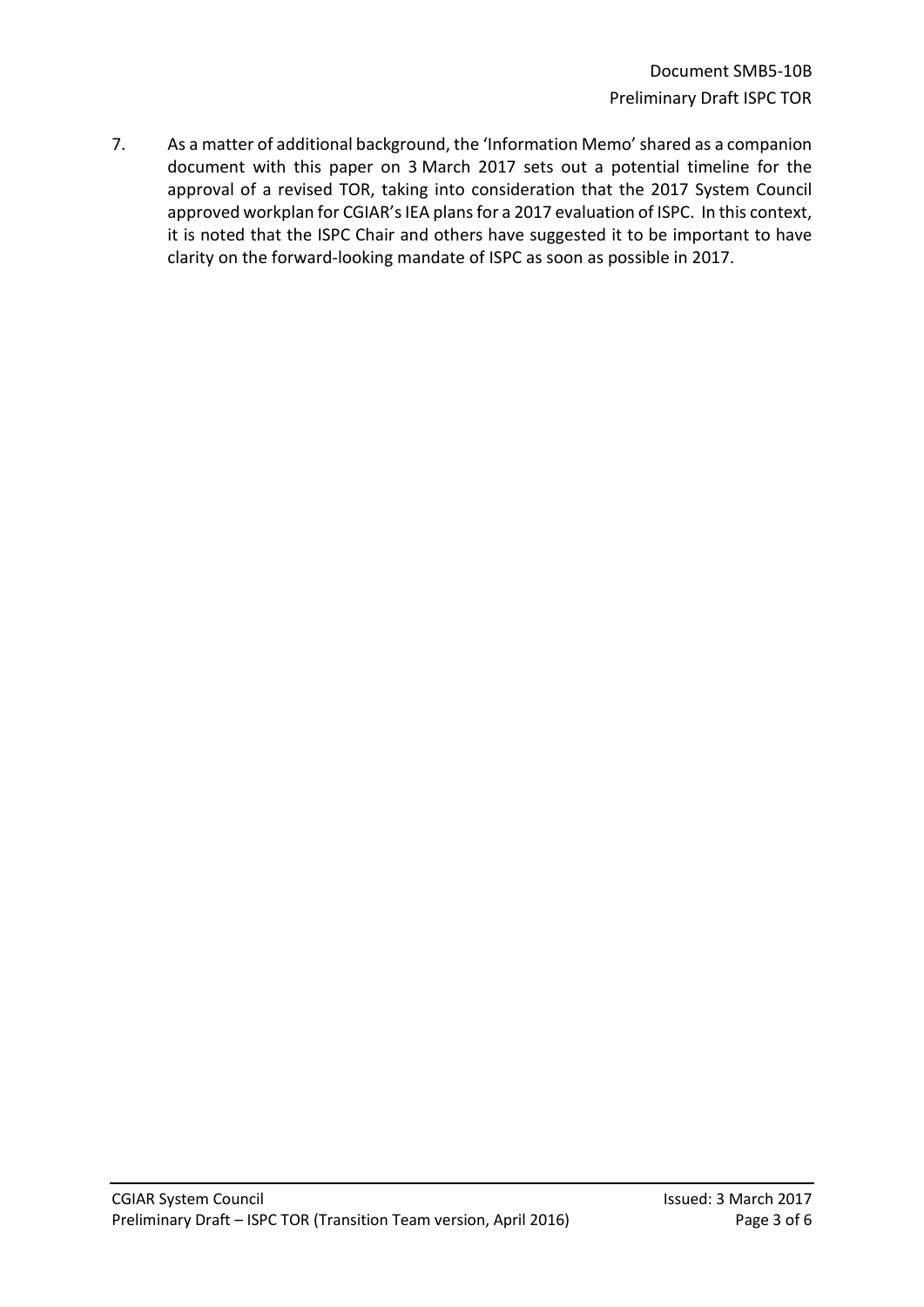7. As a matter of additional background, the 'Information Memo' shared as a companion document with this paper on 3 March 2017 sets out a potential timeline for the approval of a revised TOR, taking into consideration that the 2017 System Council approved workplan for CGIAR's IEA plans for a 2017 evaluation of ISPC. In this context, it is noted that the ISPC Chair and others have suggested it to be important to have clarity on the forward-looking mandate of ISPC as soon as possible in 2017.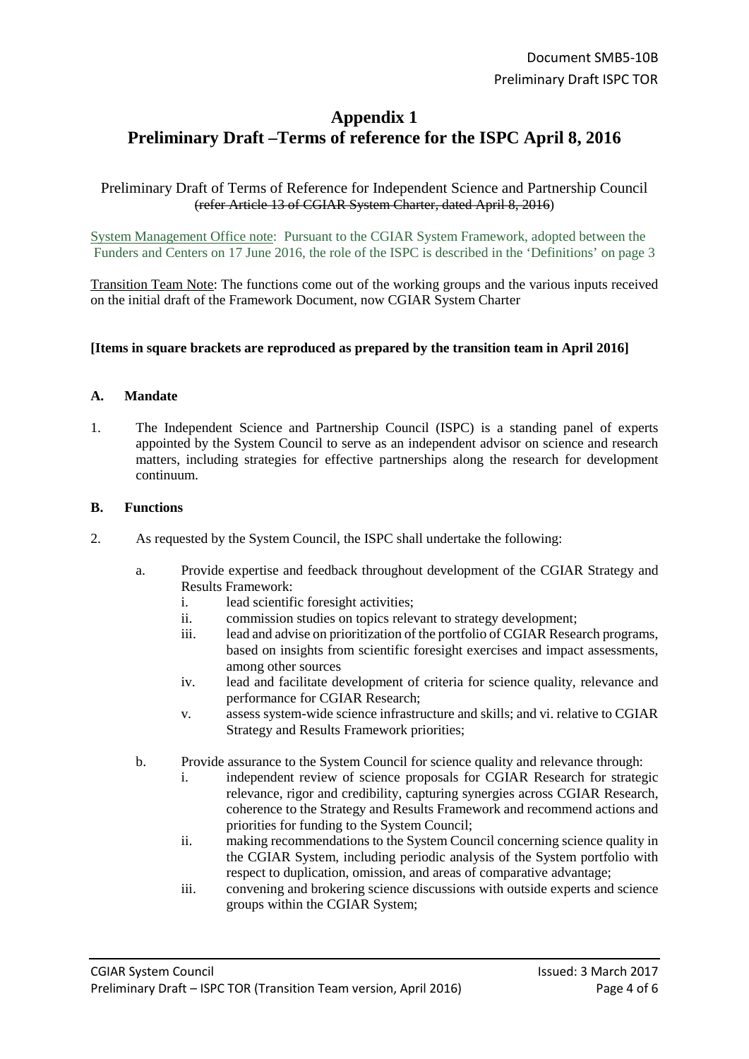Document SMB5-10B

Preliminary Draft ISPC TOR

# Appendix 1
# Preliminary Draft –Terms of reference for the ISPC April 8, 2016

Preliminary Draft of Terms of Reference for Independent Science and Partnership Council ~~(refer Article 13 of CGIAR System Charter, dated April 8, 2016)~~

System Management Office note: Pursuant to the CGIAR System Framework, adopted between the Funders and Centers on 17 June 2016, the role of the ISPC is described in the 'Definitions' on page 3

Transition Team Note: The functions come out of the working groups and the various inputs received on the initial draft of the Framework Document, now CGIAR System Charter

**[Items in square brackets are reproduced as prepared by the transition team in April 2016]**

## A. Mandate

1. The Independent Science and Partnership Council (ISPC) is a standing panel of experts appointed by the System Council to serve as an independent advisor on science and research matters, including strategies for effective partnerships along the research for development continuum.

## B. Functions

2. As requested by the System Council, the ISPC shall undertake the following:

   a. Provide expertise and feedback throughout development of the CGIAR Strategy and Results Framework:
      i. lead scientific foresight activities;
      ii. commission studies on topics relevant to strategy development;
      iii. lead and advise on prioritization of the portfolio of CGIAR Research programs, based on insights from scientific foresight exercises and impact assessments, among other sources
      iv. lead and facilitate development of criteria for science quality, relevance and performance for CGIAR Research;
      v. assess system-wide science infrastructure and skills; and vi. relative to CGIAR Strategy and Results Framework priorities;

   b. Provide assurance to the System Council for science quality and relevance through:
      i. independent review of science proposals for CGIAR Research for strategic relevance, rigor and credibility, capturing synergies across CGIAR Research, coherence to the Strategy and Results Framework and recommend actions and priorities for funding to the System Council;
      ii. making recommendations to the System Council concerning science quality in the CGIAR System, including periodic analysis of the System portfolio with respect to duplication, omission, and areas of comparative advantage;
      iii. convening and brokering science discussions with outside experts and science groups within the CGIAR System;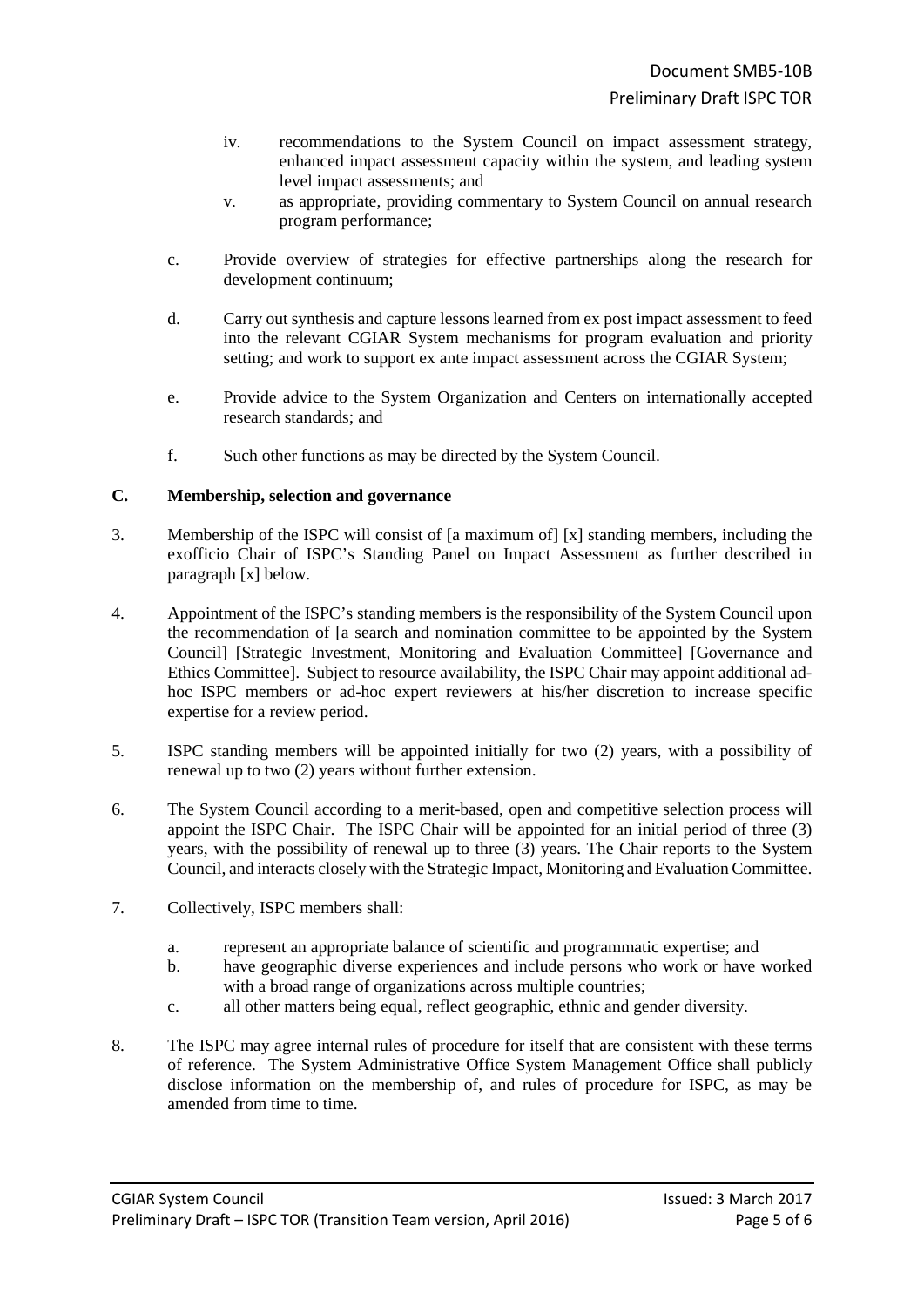iv. recommendations to the System Council on impact assessment strategy, enhanced impact assessment capacity within the system, and leading system level impact assessments; and
  v. as appropriate, providing commentary to System Council on annual research program performance;

c. Provide overview of strategies for effective partnerships along the research for development continuum;

d. Carry out synthesis and capture lessons learned from ex post impact assessment to feed into the relevant CGIAR System mechanisms for program evaluation and priority setting; and work to support ex ante impact assessment across the CGIAR System;

e. Provide advice to the System Organization and Centers on internationally accepted research standards; and

f. Such other functions as may be directed by the System Council.

## C. Membership, selection and governance

3. Membership of the ISPC will consist of [a maximum of] [x] standing members, including the exofficio Chair of ISPC's Standing Panel on Impact Assessment as further described in paragraph [x] below.

4. Appointment of the ISPC's standing members is the responsibility of the System Council upon the recommendation of [a search and nomination committee to be appointed by the System Council] [Strategic Investment, Monitoring and Evaluation Committee] ~~[Governance and Ethics Committee]~~. Subject to resource availability, the ISPC Chair may appoint additional ad-hoc ISPC members or ad-hoc expert reviewers at his/her discretion to increase specific expertise for a review period.

5. ISPC standing members will be appointed initially for two (2) years, with a possibility of renewal up to two (2) years without further extension.

6. The System Council according to a merit-based, open and competitive selection process will appoint the ISPC Chair. The ISPC Chair will be appointed for an initial period of three (3) years, with the possibility of renewal up to three (3) years. The Chair reports to the System Council, and interacts closely with the Strategic Impact, Monitoring and Evaluation Committee.

7. Collectively, ISPC members shall:

   a. represent an appropriate balance of scientific and programmatic expertise; and
   b. have geographic diverse experiences and include persons who work or have worked with a broad range of organizations across multiple countries;
   c. all other matters being equal, reflect geographic, ethnic and gender diversity.

8. The ISPC may agree internal rules of procedure for itself that are consistent with these terms of reference. The ~~System Administrative Office~~ System Management Office shall publicly disclose information on the membership of, and rules of procedure for ISPC, as may be amended from time to time.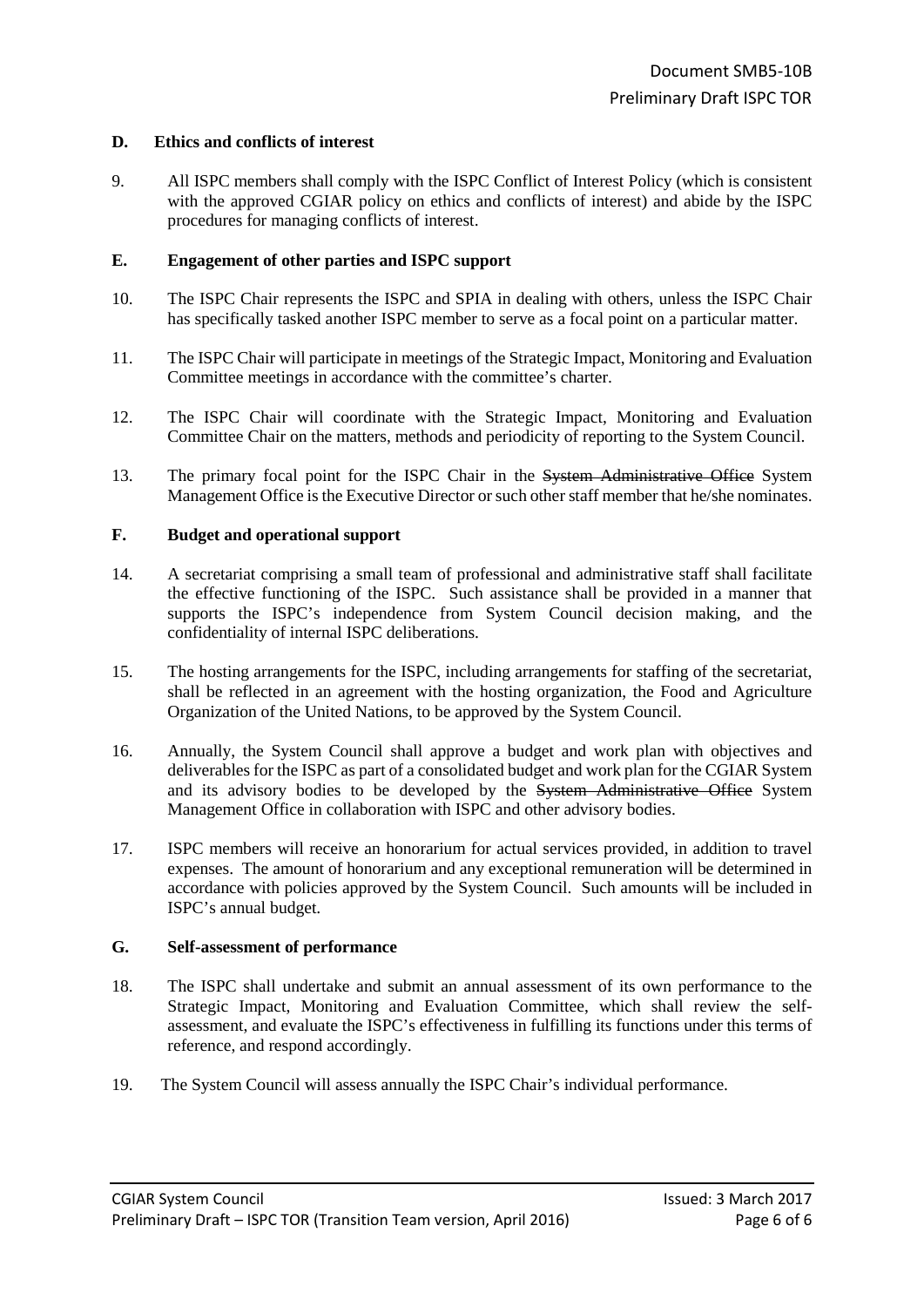### D. Ethics and conflicts of interest

9. All ISPC members shall comply with the ISPC Conflict of Interest Policy (which is consistent with the approved CGIAR policy on ethics and conflicts of interest) and abide by the ISPC procedures for managing conflicts of interest.

### E. Engagement of other parties and ISPC support

10. The ISPC Chair represents the ISPC and SPIA in dealing with others, unless the ISPC Chair has specifically tasked another ISPC member to serve as a focal point on a particular matter.

11. The ISPC Chair will participate in meetings of the Strategic Impact, Monitoring and Evaluation Committee meetings in accordance with the committee's charter.

12. The ISPC Chair will coordinate with the Strategic Impact, Monitoring and Evaluation Committee Chair on the matters, methods and periodicity of reporting to the System Council.

13. The primary focal point for the ISPC Chair in the ~~System Administrative Office~~ System Management Office is the Executive Director or such other staff member that he/she nominates.

### F. Budget and operational support

14. A secretariat comprising a small team of professional and administrative staff shall facilitate the effective functioning of the ISPC. Such assistance shall be provided in a manner that supports the ISPC's independence from System Council decision making, and the confidentiality of internal ISPC deliberations.

15. The hosting arrangements for the ISPC, including arrangements for staffing of the secretariat, shall be reflected in an agreement with the hosting organization, the Food and Agriculture Organization of the United Nations, to be approved by the System Council.

16. Annually, the System Council shall approve a budget and work plan with objectives and deliverables for the ISPC as part of a consolidated budget and work plan for the CGIAR System and its advisory bodies to be developed by the ~~System Administrative Office~~ System Management Office in collaboration with ISPC and other advisory bodies.

17. ISPC members will receive an honorarium for actual services provided, in addition to travel expenses. The amount of honorarium and any exceptional remuneration will be determined in accordance with policies approved by the System Council. Such amounts will be included in ISPC's annual budget.

### G. Self-assessment of performance

18. The ISPC shall undertake and submit an annual assessment of its own performance to the Strategic Impact, Monitoring and Evaluation Committee, which shall review the self-assessment, and evaluate the ISPC's effectiveness in fulfilling its functions under this terms of reference, and respond accordingly.

19. The System Council will assess annually the ISPC Chair's individual performance.